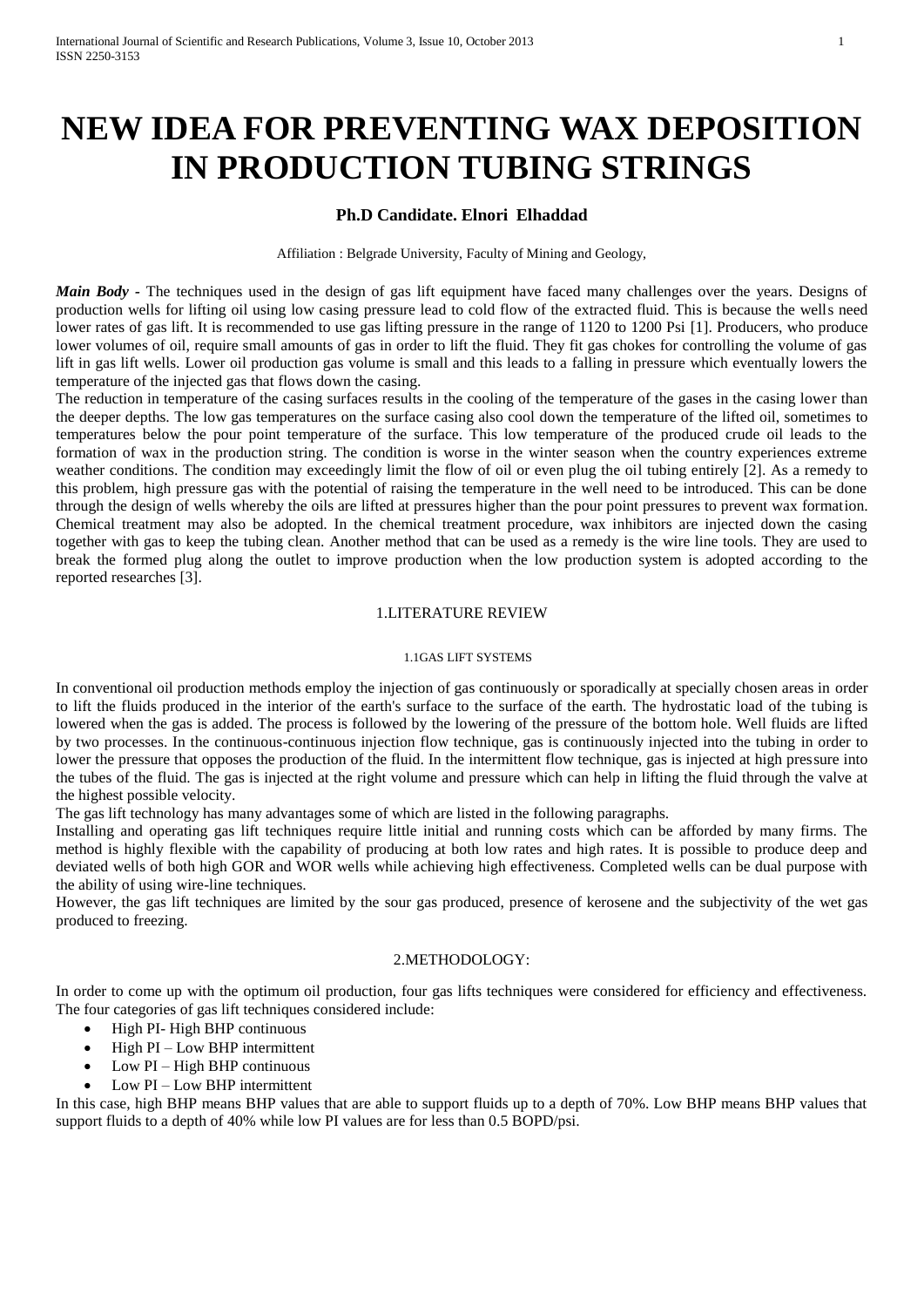# NEW IDEA FOR PREVENTING WAX DEPOSITION IN PRODUCTION TUBING STRINGS

**Ph.D Candidate. Elnori Elhaddad**

Affiliation : Belgrade University, Faculty of Mining and Geology,

***Main Body*** - The techniques used in the design of gas lift equipment have faced many challenges over the years. Designs of production wells for lifting oil using low casing pressure lead to cold flow of the extracted fluid. This is because the wells need lower rates of gas lift. It is recommended to use gas lifting pressure in the range of 1120 to 1200 Psi [1]. Producers, who produce lower volumes of oil, require small amounts of gas in order to lift the fluid. They fit gas chokes for controlling the volume of gas lift in gas lift wells. Lower oil production gas volume is small and this leads to a falling in pressure which eventually lowers the temperature of the injected gas that flows down the casing.

The reduction in temperature of the casing surfaces results in the cooling of the temperature of the gases in the casing lower than the deeper depths. The low gas temperatures on the surface casing also cool down the temperature of the lifted oil, sometimes to temperatures below the pour point temperature of the surface. This low temperature of the produced crude oil leads to the formation of wax in the production string. The condition is worse in the winter season when the country experiences extreme weather conditions. The condition may exceedingly limit the flow of oil or even plug the oil tubing entirely [2]. As a remedy to this problem, high pressure gas with the potential of raising the temperature in the well need to be introduced. This can be done through the design of wells whereby the oils are lifted at pressures higher than the pour point pressures to prevent wax formation. Chemical treatment may also be adopted. In the chemical treatment procedure, wax inhibitors are injected down the casing together with gas to keep the tubing clean. Another method that can be used as a remedy is the wire line tools. They are used to break the formed plug along the outlet to improve production when the low production system is adopted according to the reported researches [3].

## 1.LITERATURE REVIEW

### 1.1GAS LIFT SYSTEMS

In conventional oil production methods employ the injection of gas continuously or sporadically at specially chosen areas in order to lift the fluids produced in the interior of the earth's surface to the surface of the earth. The hydrostatic load of the tubing is lowered when the gas is added. The process is followed by the lowering of the pressure of the bottom hole. Well fluids are lifted by two processes. In the continuous-continuous injection flow technique, gas is continuously injected into the tubing in order to lower the pressure that opposes the production of the fluid. In the intermittent flow technique, gas is injected at high pressure into the tubes of the fluid. The gas is injected at the right volume and pressure which can help in lifting the fluid through the valve at the highest possible velocity.

The gas lift technology has many advantages some of which are listed in the following paragraphs.

Installing and operating gas lift techniques require little initial and running costs which can be afforded by many firms. The method is highly flexible with the capability of producing at both low rates and high rates. It is possible to produce deep and deviated wells of both high GOR and WOR wells while achieving high effectiveness. Completed wells can be dual purpose with the ability of using wire-line techniques.

However, the gas lift techniques are limited by the sour gas produced, presence of kerosene and the subjectivity of the wet gas produced to freezing.

## 2.METHODOLOGY:

In order to come up with the optimum oil production, four gas lifts techniques were considered for efficiency and effectiveness. The four categories of gas lift techniques considered include:

- High PI- High BHP continuous
- High PI – Low BHP intermittent
- Low PI – High BHP continuous
- Low PI – Low BHP intermittent

In this case, high BHP means BHP values that are able to support fluids up to a depth of 70%. Low BHP means BHP values that support fluids to a depth of 40% while low PI values are for less than 0.5 BOPD/psi.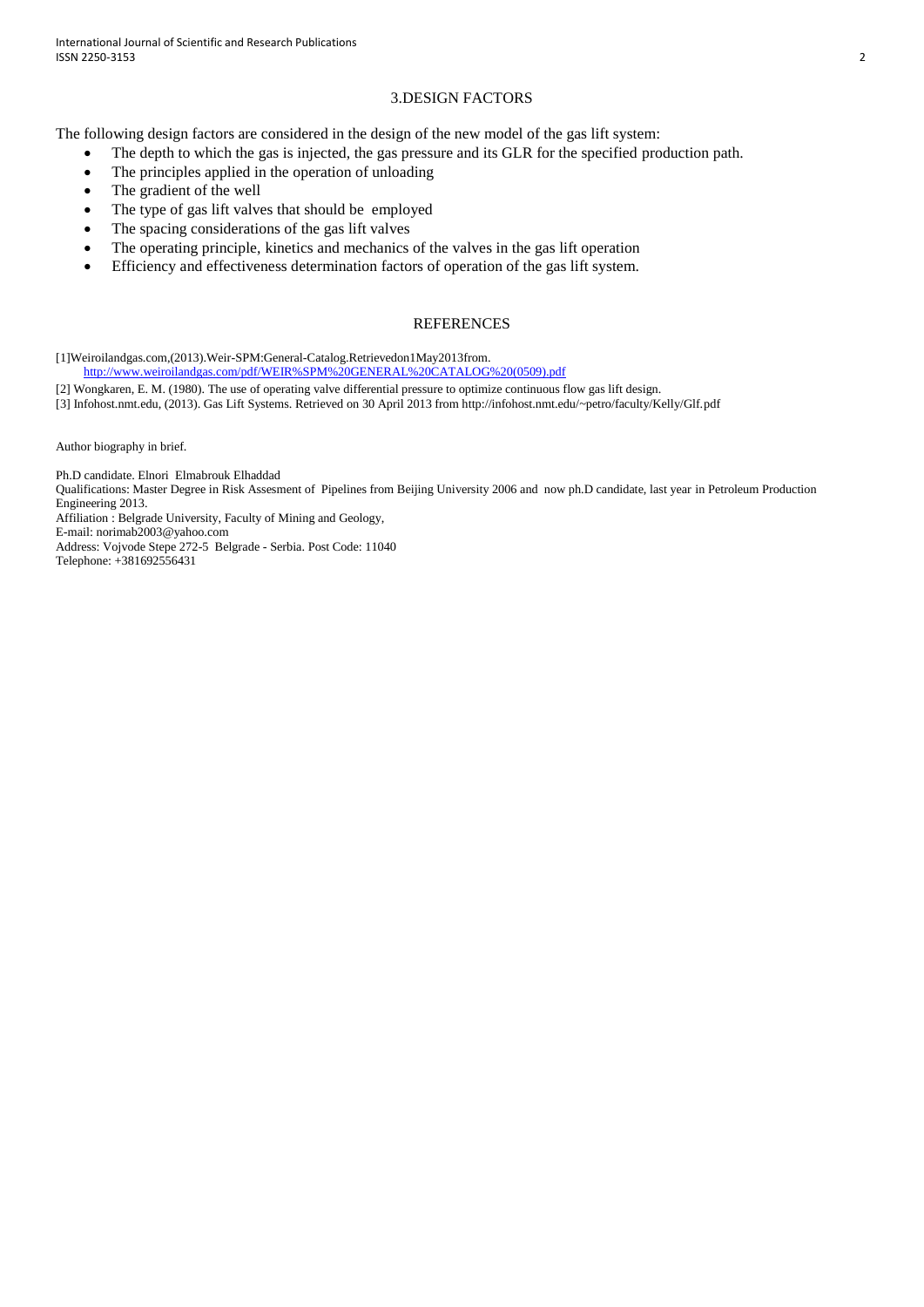## 3.DESIGN FACTORS

The following design factors are considered in the design of the new model of the gas lift system:

- The depth to which the gas is injected, the gas pressure and its GLR for the specified production path.
- The principles applied in the operation of unloading
- The gradient of the well
- The type of gas lift valves that should be employed
- The spacing considerations of the gas lift valves
- The operating principle, kinetics and mechanics of the valves in the gas lift operation
- Efficiency and effectiveness determination factors of operation of the gas lift system.

## REFERENCES

[1]Weiroilandgas.com,(2013).Weir-SPM:General-Catalog.Retrievedon1May2013from. http://www.weiroilandgas.com/pdf/WEIR%SPM%20GENERAL%20CATALOG%20(0509).pdf

[2] Wongkaren, E. M. (1980). The use of operating valve differential pressure to optimize continuous flow gas lift design.

[3] Infohost.nmt.edu, (2013). Gas Lift Systems. Retrieved on 30 April 2013 from http://infohost.nmt.edu/~petro/faculty/Kelly/Glf.pdf

Author biography in brief.

Ph.D candidate. Elnori Elmabrouk Elhaddad

Qualifications: Master Degree in Risk Assesment of Pipelines from Beijing University 2006 and now ph.D candidate, last year in Petroleum Production Engineering 2013.

Affiliation : Belgrade University, Faculty of Mining and Geology,

E-mail: norimab2003@yahoo.com

Address: Vojvode Stepe 272-5 Belgrade - Serbia. Post Code: 11040

Telephone: +381692556431